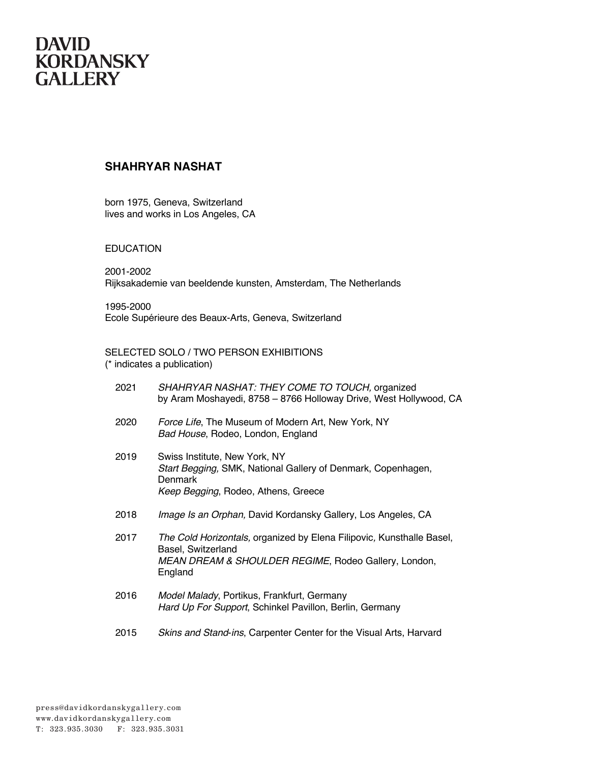DAVID
KORDANSKY
GALLERY

# SHAHRYAR NASHAT

born 1975, Geneva, Switzerland
lives and works in Los Angeles, CA

## EDUCATION

2001-2002
Rijksakademie van beeldende kunsten, Amsterdam, The Netherlands

1995-2000
Ecole Supérieure des Beaux-Arts, Geneva, Switzerland

## SELECTED SOLO / TWO PERSON EXHIBITIONS
(* indicates a publication)

2021 *SHAHRYAR NASHAT: THEY COME TO TOUCH,* organized by Aram Moshayedi, 8758 – 8766 Holloway Drive, West Hollywood, CA

2020 *Force Life*, The Museum of Modern Art, New York, NY
*Bad House*, Rodeo, London, England

2019 Swiss Institute, New York, NY
*Start Begging,* SMK, National Gallery of Denmark, Copenhagen, Denmark
*Keep Begging*, Rodeo, Athens, Greece

2018 *Image Is an Orphan,* David Kordansky Gallery, Los Angeles, CA

2017 *The Cold Horizontals,* organized by Elena Filipovic, Kunsthalle Basel, Basel, Switzerland
*MEAN DREAM & SHOULDER REGIME*, Rodeo Gallery, London, England

2016 *Model Malady*, Portikus, Frankfurt, Germany
*Hard Up For Support*, Schinkel Pavillon, Berlin, Germany

2015 *Skins and Stand-ins*, Carpenter Center for the Visual Arts, Harvard

press@davidkordanskygallery.com
www.davidkordanskygallery.com
T: 323.935.3030 F: 323.935.3031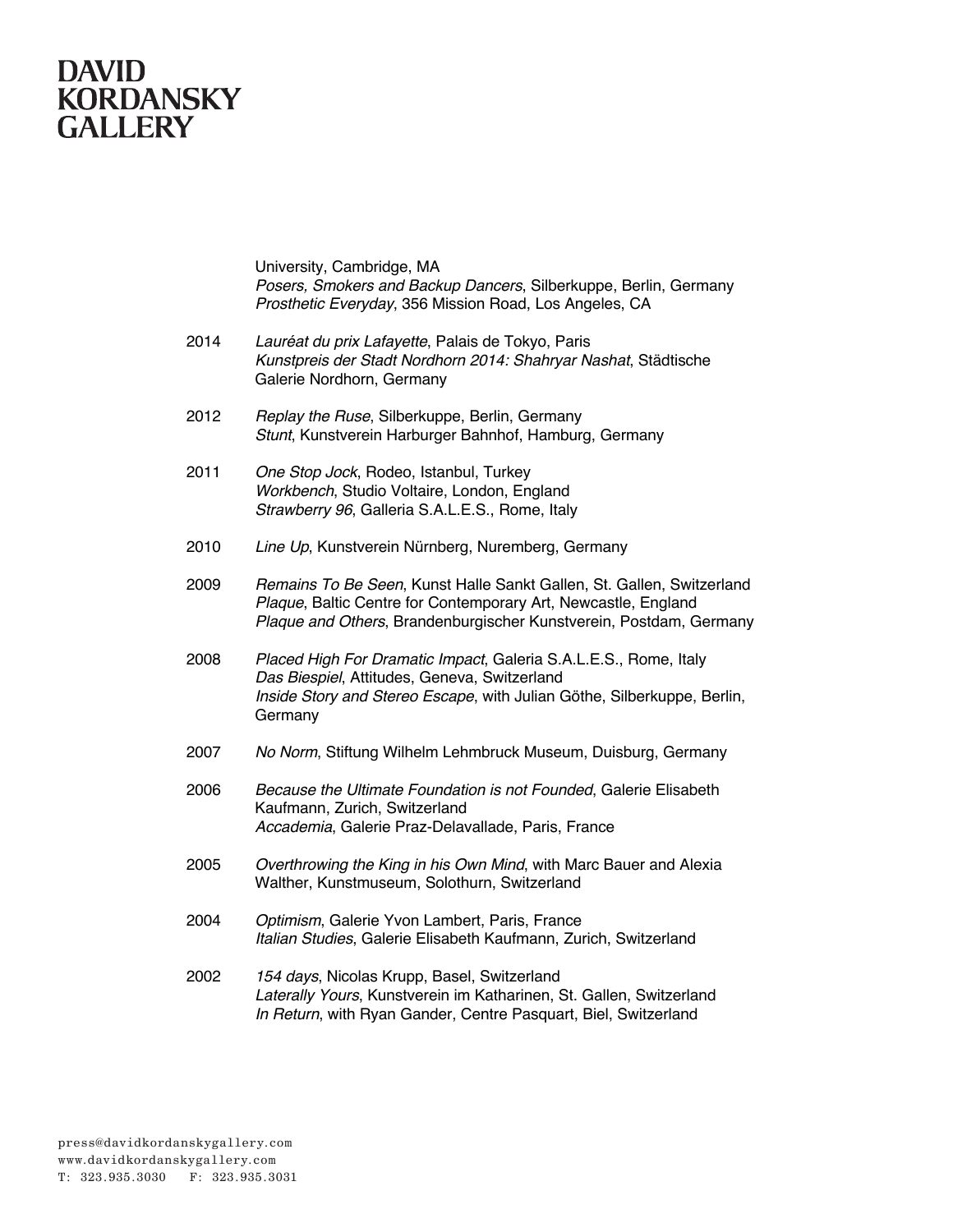University, Cambridge, MA
*Posers, Smokers and Backup Dancers*, Silberkuppe, Berlin, Germany
*Prosthetic Everyday*, 356 Mission Road, Los Angeles, CA

2014 *Lauréat du prix Lafayette*, Palais de Tokyo, Paris
*Kunstpreis der Stadt Nordhorn 2014: Shahryar Nashat*, Städtische Galerie Nordhorn, Germany

2012 *Replay the Ruse*, Silberkuppe, Berlin, Germany
*Stunt*, Kunstverein Harburger Bahnhof, Hamburg, Germany

2011 *One Stop Jock*, Rodeo, Istanbul, Turkey
*Workbench*, Studio Voltaire, London, England
*Strawberry 96*, Galleria S.A.L.E.S., Rome, Italy

2010 *Line Up*, Kunstverein Nürnberg, Nuremberg, Germany

2009 *Remains To Be Seen*, Kunst Halle Sankt Gallen, St. Gallen, Switzerland
*Plaque*, Baltic Centre for Contemporary Art, Newcastle, England
*Plaque and Others*, Brandenburgischer Kunstverein, Postdam, Germany

2008 *Placed High For Dramatic Impact*, Galeria S.A.L.E.S., Rome, Italy
*Das Biespiel*, Attitudes, Geneva, Switzerland
*Inside Story and Stereo Escape*, with Julian Göthe, Silberkuppe, Berlin, Germany

2007 *No Norm*, Stiftung Wilhelm Lehmbruck Museum, Duisburg, Germany

2006 *Because the Ultimate Foundation is not Founded*, Galerie Elisabeth Kaufmann, Zurich, Switzerland
*Accademia*, Galerie Praz-Delavallade, Paris, France

2005 *Overthrowing the King in his Own Mind*, with Marc Bauer and Alexia Walther, Kunstmuseum, Solothurn, Switzerland

2004 *Optimism*, Galerie Yvon Lambert, Paris, France
*Italian Studies*, Galerie Elisabeth Kaufmann, Zurich, Switzerland

2002 *154 days*, Nicolas Krupp, Basel, Switzerland
*Laterally Yours*, Kunstverein im Katharinen, St. Gallen, Switzerland
*In Return*, with Ryan Gander, Centre Pasquart, Biel, Switzerland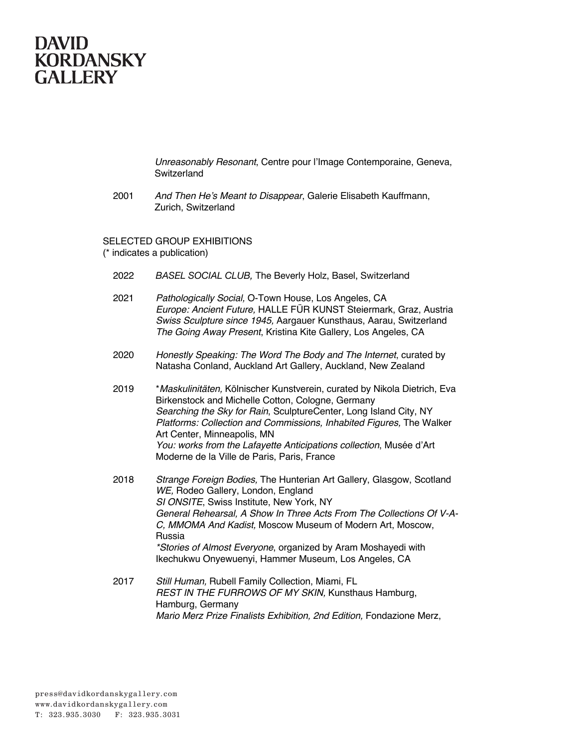*Unreasonably Resonant*, Centre pour l'Image Contemporaine, Geneva, Switzerland

2001 *And Then He's Meant to Disappear*, Galerie Elisabeth Kauffmann, Zurich, Switzerland

SELECTED GROUP EXHIBITIONS
(* indicates a publication)

2022 *BASEL SOCIAL CLUB,* The Beverly Holz, Basel, Switzerland

2021 *Pathologically Social,* O-Town House, Los Angeles, CA
*Europe: Ancient Future,* HALLE FÜR KUNST Steiermark, Graz, Austria
*Swiss Sculpture since 1945,* Aargauer Kunsthaus, Aarau, Switzerland
*The Going Away Present*, Kristina Kite Gallery, Los Angeles, CA

2020 *Honestly Speaking: The Word The Body and The Internet*, curated by Natasha Conland, Auckland Art Gallery, Auckland, New Zealand

2019 **Maskulinitäten,* Kölnischer Kunstverein, curated by Nikola Dietrich, Eva Birkenstock and Michelle Cotton, Cologne, Germany
*Searching the Sky for Rain*, SculptureCenter, Long Island City, NY
*Platforms: Collection and Commissions, Inhabited Figures,* The Walker Art Center, Minneapolis, MN
*You: works from the Lafayette Anticipations collection*, Musée d'Art Moderne de la Ville de Paris, Paris, France

2018 *Strange Foreign Bodies,* The Hunterian Art Gallery, Glasgow, Scotland
*WE,* Rodeo Gallery, London, England
*SI ONSITE*, Swiss Institute, New York, NY
*General Rehearsal, A Show In Three Acts From The Collections Of V-A-C, MMOMA And Kadist,* Moscow Museum of Modern Art, Moscow, Russia
**Stories of Almost Everyone*, organized by Aram Moshayedi with Ikechukwu Onyewuenyi, Hammer Museum, Los Angeles, CA

2017 *Still Human,* Rubell Family Collection, Miami, FL
*REST IN THE FURROWS OF MY SKIN,* Kunsthaus Hamburg, Hamburg, Germany
*Mario Merz Prize Finalists Exhibition, 2nd Edition,* Fondazione Merz,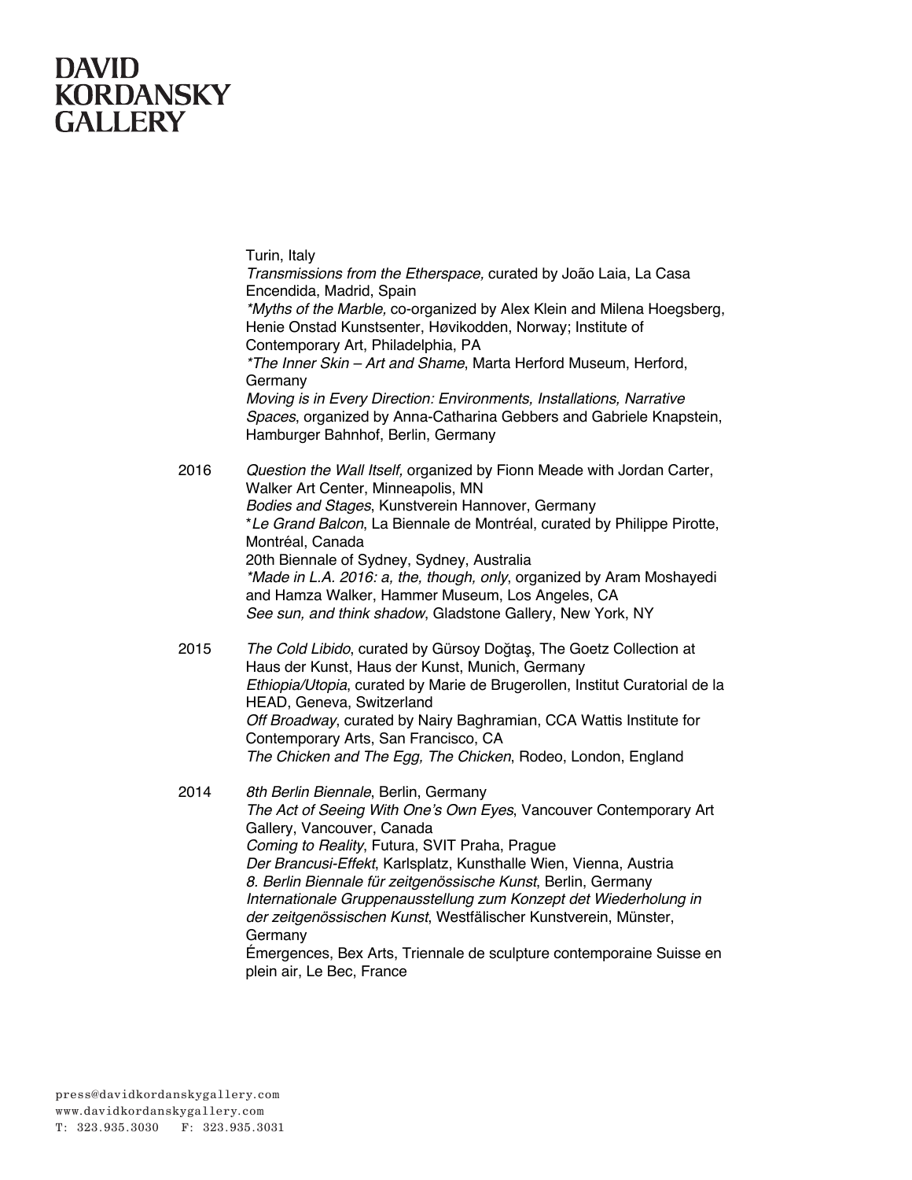Turin, Italy
*Transmissions from the Etherspace,* curated by João Laia, La Casa Encendida, Madrid, Spain
*\*Myths of the Marble,* co-organized by Alex Klein and Milena Hoegsberg, Henie Onstad Kunstsenter, Høvikodden, Norway; Institute of Contemporary Art, Philadelphia, PA
*\*The Inner Skin – Art and Shame*, Marta Herford Museum, Herford, Germany
*Moving is in Every Direction: Environments, Installations, Narrative Spaces*, organized by Anna-Catharina Gebbers and Gabriele Knapstein, Hamburger Bahnhof, Berlin, Germany

2016 *Question the Wall Itself,* organized by Fionn Meade with Jordan Carter, Walker Art Center, Minneapolis, MN
*Bodies and Stages*, Kunstverein Hannover, Germany
\**Le Grand Balcon*, La Biennale de Montréal, curated by Philippe Pirotte, Montréal, Canada
20th Biennale of Sydney, Sydney, Australia
*\*Made in L.A. 2016: a, the, though, only*, organized by Aram Moshayedi and Hamza Walker, Hammer Museum, Los Angeles, CA
*See sun, and think shadow*, Gladstone Gallery, New York, NY

2015 *The Cold Libido*, curated by Gürsoy Doğtaş, The Goetz Collection at Haus der Kunst, Haus der Kunst, Munich, Germany
*Ethiopia/Utopia*, curated by Marie de Brugerollen, Institut Curatorial de la HEAD, Geneva, Switzerland
*Off Broadway*, curated by Nairy Baghramian, CCA Wattis Institute for Contemporary Arts, San Francisco, CA
*The Chicken and The Egg, The Chicken*, Rodeo, London, England

2014 *8th Berlin Biennale*, Berlin, Germany
*The Act of Seeing With One's Own Eyes*, Vancouver Contemporary Art Gallery, Vancouver, Canada
*Coming to Reality*, Futura, SVIT Praha, Prague
*Der Brancusi-Effekt*, Karlsplatz, Kunsthalle Wien, Vienna, Austria
*8. Berlin Biennale für zeitgenössische Kunst*, Berlin, Germany
*Internationale Gruppenausstellung zum Konzept det Wiederholung in der zeitgenössischen Kunst*, Westfälischer Kunstverein, Münster, Germany
Émergences, Bex Arts, Triennale de sculpture contemporaine Suisse en plein air, Le Bec, France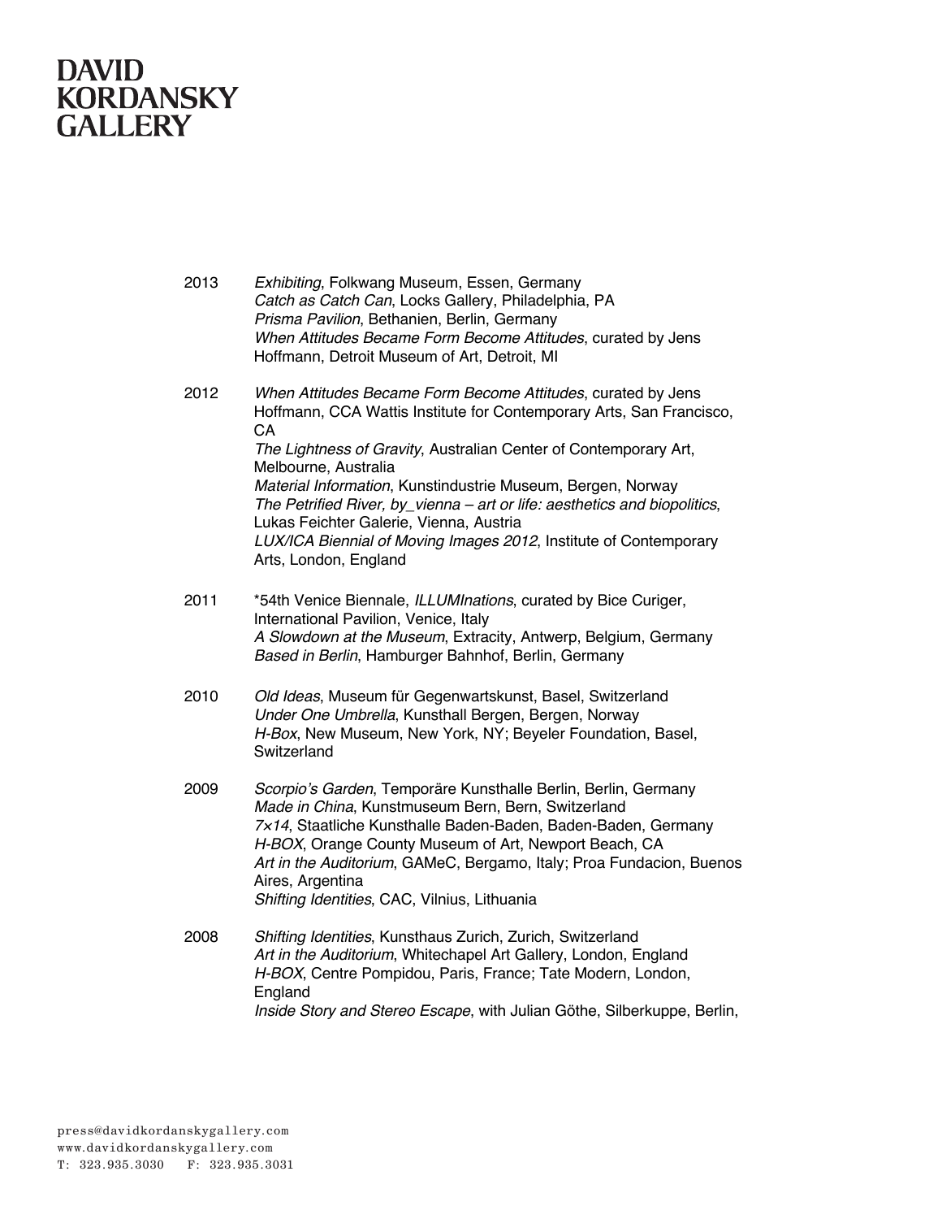2013 *Exhibiting*, Folkwang Museum, Essen, Germany
*Catch as Catch Can*, Locks Gallery, Philadelphia, PA
*Prisma Pavilion*, Bethanien, Berlin, Germany
*When Attitudes Became Form Become Attitudes*, curated by Jens Hoffmann, Detroit Museum of Art, Detroit, MI

2012 *When Attitudes Became Form Become Attitudes*, curated by Jens Hoffmann, CCA Wattis Institute for Contemporary Arts, San Francisco, CA
*The Lightness of Gravity*, Australian Center of Contemporary Art, Melbourne, Australia
*Material Information*, Kunstindustrie Museum, Bergen, Norway
*The Petrified River, by_vienna – art or life: aesthetics and biopolitics*, Lukas Feichter Galerie, Vienna, Austria
*LUX/ICA Biennial of Moving Images 2012*, Institute of Contemporary Arts, London, England

2011 *54th Venice Biennale, *ILLUMInations*, curated by Bice Curiger, International Pavilion, Venice, Italy
*A Slowdown at the Museum*, Extracity, Antwerp, Belgium, Germany
*Based in Berlin*, Hamburger Bahnhof, Berlin, Germany

2010 *Old Ideas*, Museum für Gegenwartskunst, Basel, Switzerland
*Under One Umbrella*, Kunsthall Bergen, Bergen, Norway
*H-Box*, New Museum, New York, NY; Beyeler Foundation, Basel, Switzerland

2009 *Scorpio's Garden*, Temporäre Kunsthalle Berlin, Berlin, Germany
*Made in China*, Kunstmuseum Bern, Bern, Switzerland
*7×14*, Staatliche Kunsthalle Baden-Baden, Baden-Baden, Germany
*H-BOX*, Orange County Museum of Art, Newport Beach, CA
*Art in the Auditorium*, GAMeC, Bergamo, Italy; Proa Fundacion, Buenos Aires, Argentina
*Shifting Identities*, CAC, Vilnius, Lithuania

2008 *Shifting Identities*, Kunsthaus Zurich, Zurich, Switzerland
*Art in the Auditorium*, Whitechapel Art Gallery, London, England
*H-BOX*, Centre Pompidou, Paris, France; Tate Modern, London, England
*Inside Story and Stereo Escape*, with Julian Göthe, Silberkuppe, Berlin,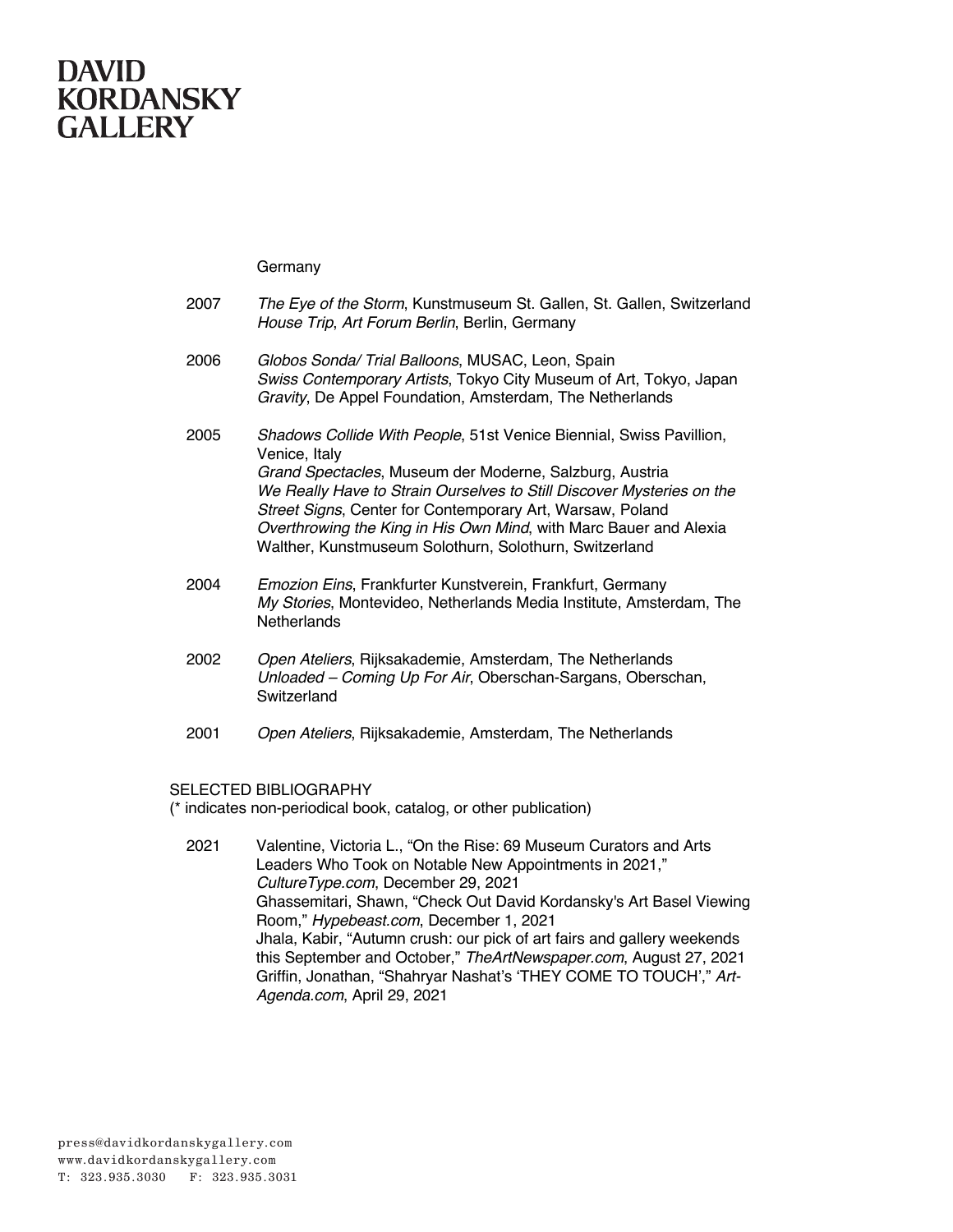Germany

2007 *The Eye of the Storm*, Kunstmuseum St. Gallen, St. Gallen, Switzerland
*House Trip*, *Art Forum Berlin*, Berlin, Germany

2006 *Globos Sonda/ Trial Balloons*, MUSAC, Leon, Spain
*Swiss Contemporary Artists*, Tokyo City Museum of Art, Tokyo, Japan
*Gravity*, De Appel Foundation, Amsterdam, The Netherlands

2005 *Shadows Collide With People*, 51st Venice Biennial, Swiss Pavillion, Venice, Italy
*Grand Spectacles*, Museum der Moderne, Salzburg, Austria
*We Really Have to Strain Ourselves to Still Discover Mysteries on the Street Signs*, Center for Contemporary Art, Warsaw, Poland
*Overthrowing the King in His Own Mind*, with Marc Bauer and Alexia Walther, Kunstmuseum Solothurn, Solothurn, Switzerland

2004 *Emozion Eins*, Frankfurter Kunstverein, Frankfurt, Germany
*My Stories*, Montevideo, Netherlands Media Institute, Amsterdam, The Netherlands

2002 *Open Ateliers*, Rijksakademie, Amsterdam, The Netherlands
*Unloaded – Coming Up For Air*, Oberschan-Sargans, Oberschan, Switzerland

2001 *Open Ateliers*, Rijksakademie, Amsterdam, The Netherlands

SELECTED BIBLIOGRAPHY
(* indicates non-periodical book, catalog, or other publication)

2021 Valentine, Victoria L., "On the Rise: 69 Museum Curators and Arts Leaders Who Took on Notable New Appointments in 2021," *CultureType.com*, December 29, 2021
Ghassemitari, Shawn, "Check Out David Kordansky's Art Basel Viewing Room," *Hypebeast.com*, December 1, 2021
Jhala, Kabir, "Autumn crush: our pick of art fairs and gallery weekends this September and October," *TheArtNewspaper.com*, August 27, 2021
Griffin, Jonathan, "Shahryar Nashat's 'THEY COME TO TOUCH'," *Art-Agenda.com*, April 29, 2021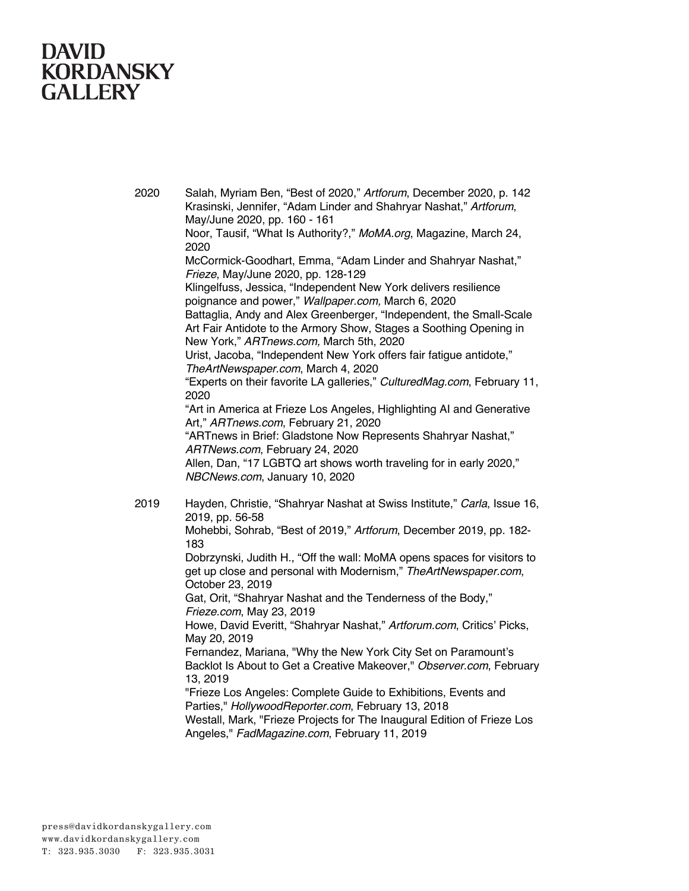2020

Salah, Myriam Ben, "Best of 2020," *Artforum*, December 2020, p. 142

Krasinski, Jennifer, "Adam Linder and Shahryar Nashat," *Artforum*, May/June 2020, pp. 160 - 161

Noor, Tausif, "What Is Authority?," *MoMA.org*, Magazine, March 24, 2020

McCormick-Goodhart, Emma, "Adam Linder and Shahryar Nashat," *Frieze*, May/June 2020, pp. 128-129

Klingelfuss, Jessica, "Independent New York delivers resilience poignance and power," *Wallpaper.com,* March 6, 2020

Battaglia, Andy and Alex Greenberger, "Independent, the Small-Scale Art Fair Antidote to the Armory Show, Stages a Soothing Opening in New York," *ARTnews.com,* March 5th, 2020

Urist, Jacoba, "Independent New York offers fair fatigue antidote," *TheArtNewspaper.com*, March 4, 2020

"Experts on their favorite LA galleries," *CulturedMag.com*, February 11, 2020

"Art in America at Frieze Los Angeles, Highlighting AI and Generative Art," *ARTnews.com*, February 21, 2020

"ARTnews in Brief: Gladstone Now Represents Shahryar Nashat," *ARTNews.com*, February 24, 2020

Allen, Dan, "17 LGBTQ art shows worth traveling for in early 2020," *NBCNews.com*, January 10, 2020

2019

Hayden, Christie, "Shahryar Nashat at Swiss Institute," *Carla*, Issue 16, 2019, pp. 56-58

Mohebbi, Sohrab, "Best of 2019," *Artforum*, December 2019, pp. 182-183

Dobrzynski, Judith H., "Off the wall: MoMA opens spaces for visitors to get up close and personal with Modernism," *TheArtNewspaper.com*, October 23, 2019

Gat, Orit, "Shahryar Nashat and the Tenderness of the Body," *Frieze.com*, May 23, 2019

Howe, David Everitt, "Shahryar Nashat," *Artforum.com*, Critics' Picks, May 20, 2019

Fernandez, Mariana, "Why the New York City Set on Paramount's Backlot Is About to Get a Creative Makeover," *Observer.com*, February 13, 2019

"Frieze Los Angeles: Complete Guide to Exhibitions, Events and Parties," *HollywoodReporter.com*, February 13, 2018

Westall, Mark, "Frieze Projects for The Inaugural Edition of Frieze Los Angeles," *FadMagazine.com*, February 11, 2019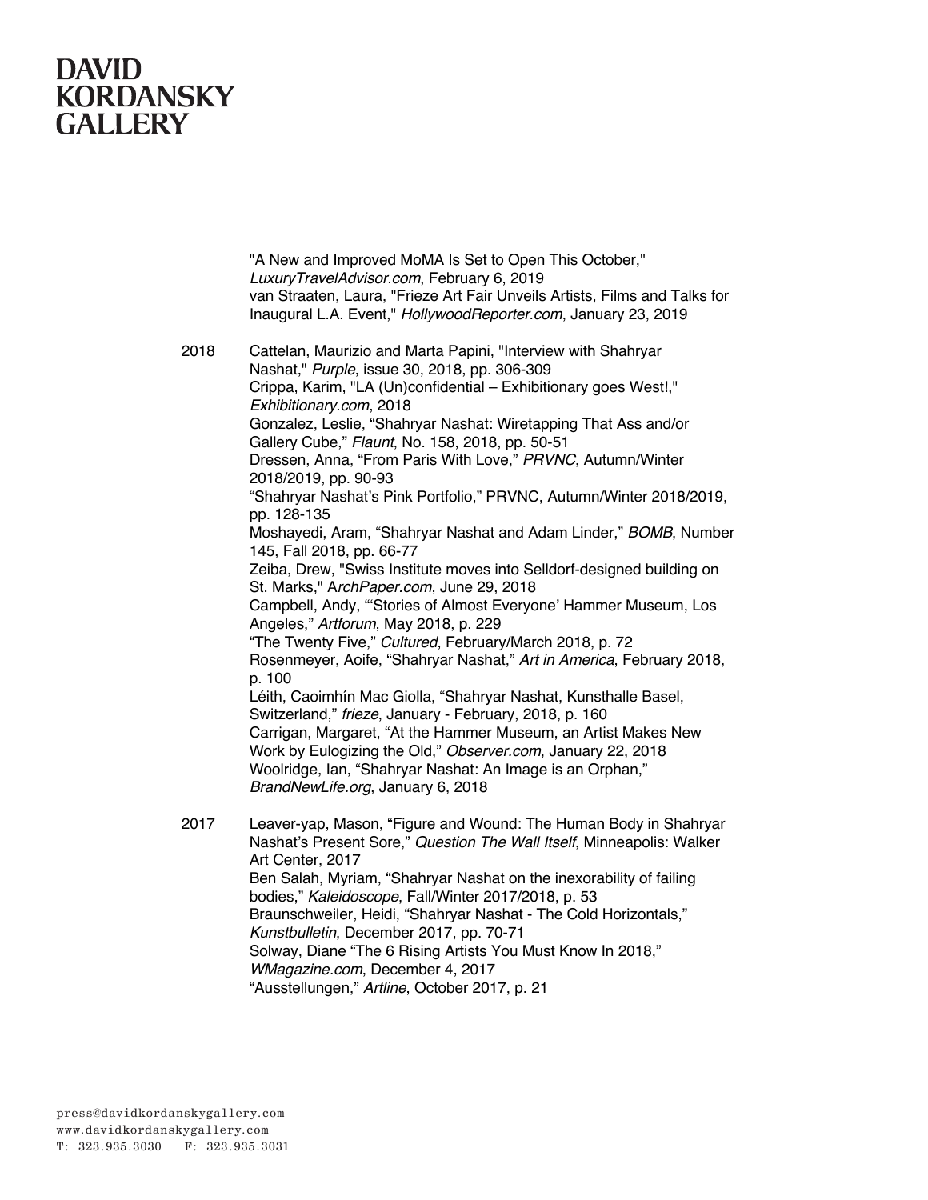"A New and Improved MoMA Is Set to Open This October," *LuxuryTravelAdvisor.com*, February 6, 2019
van Straaten, Laura, "Frieze Art Fair Unveils Artists, Films and Talks for Inaugural L.A. Event," *HollywoodReporter.com*, January 23, 2019

2018

Cattelan, Maurizio and Marta Papini, "Interview with Shahryar Nashat," *Purple*, issue 30, 2018, pp. 306-309
Crippa, Karim, "LA (Un)confidential – Exhibitionary goes West!," *Exhibitionary.com*, 2018
Gonzalez, Leslie, "Shahryar Nashat: Wiretapping That Ass and/or Gallery Cube," *Flaunt*, No. 158, 2018, pp. 50-51
Dressen, Anna, "From Paris With Love," *PRVNC*, Autumn/Winter 2018/2019, pp. 90-93
"Shahryar Nashat's Pink Portfolio," PRVNC, Autumn/Winter 2018/2019, pp. 128-135
Moshayedi, Aram, "Shahryar Nashat and Adam Linder," *BOMB*, Number 145, Fall 2018, pp. 66-77
Zeiba, Drew, "Swiss Institute moves into Selldorf-designed building on St. Marks," A*rchPaper.com*, June 29, 2018
Campbell, Andy, "'Stories of Almost Everyone' Hammer Museum, Los Angeles," *Artforum*, May 2018, p. 229
"The Twenty Five," *Cultured*, February/March 2018, p. 72
Rosenmeyer, Aoife, "Shahryar Nashat," *Art in America*, February 2018, p. 100
Léith, Caoimhín Mac Giolla, "Shahryar Nashat, Kunsthalle Basel, Switzerland," *frieze*, January - February, 2018, p. 160
Carrigan, Margaret, "At the Hammer Museum, an Artist Makes New Work by Eulogizing the Old," *Observer.com*, January 22, 2018
Woolridge, Ian, "Shahryar Nashat: An Image is an Orphan," *BrandNewLife.org*, January 6, 2018

2017

Leaver-yap, Mason, "Figure and Wound: The Human Body in Shahryar Nashat's Present Sore," *Question The Wall Itself*, Minneapolis: Walker Art Center, 2017
Ben Salah, Myriam, "Shahryar Nashat on the inexorability of failing bodies," *Kaleidoscope*, Fall/Winter 2017/2018, p. 53
Braunschweiler, Heidi, "Shahryar Nashat - The Cold Horizontals," *Kunstbulletin*, December 2017, pp. 70-71
Solway, Diane "The 6 Rising Artists You Must Know In 2018," *WMagazine.com*, December 4, 2017
"Ausstellungen," *Artline*, October 2017, p. 21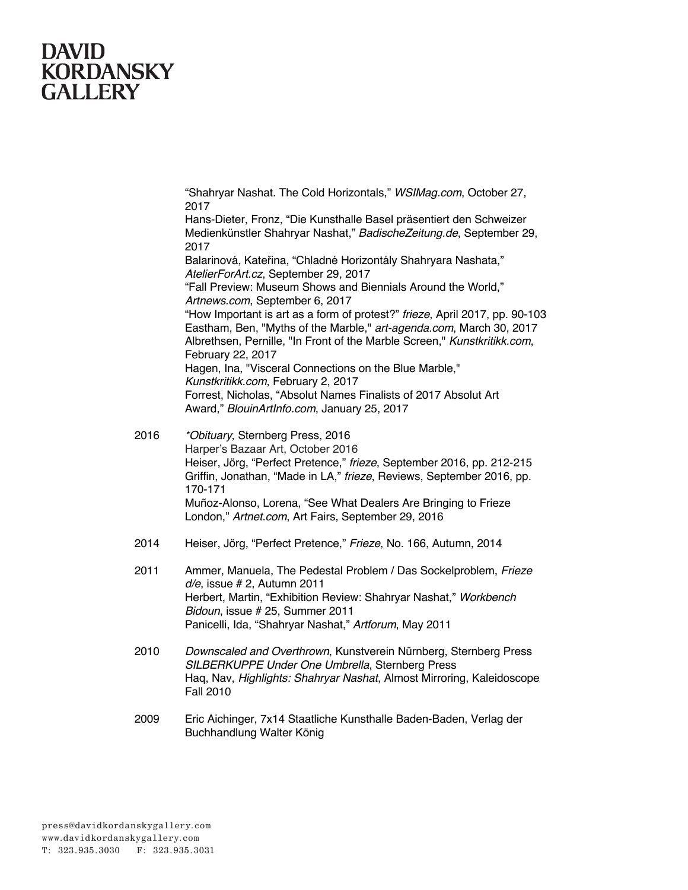"Shahryar Nashat. The Cold Horizontals," *WSIMag.com*, October 27, 2017

Hans-Dieter, Fronz, "Die Kunsthalle Basel präsentiert den Schweizer Medienkünstler Shahryar Nashat," *BadischeZeitung.de*, September 29, 2017

Balarinová, Kateřina, "Chladné Horizontály Shahryara Nashata," *AtelierForArt.cz*, September 29, 2017

"Fall Preview: Museum Shows and Biennials Around the World," *Artnews.com*, September 6, 2017

"How Important is art as a form of protest?" *frieze*, April 2017, pp. 90-103

Eastham, Ben, "Myths of the Marble," *art-agenda.com*, March 30, 2017

Albrethsen, Pernille, "In Front of the Marble Screen," *Kunstkritikk.com*, February 22, 2017

Hagen, Ina, "Visceral Connections on the Blue Marble," *Kunstkritikk.com*, February 2, 2017

Forrest, Nicholas, "Absolut Names Finalists of 2017 Absolut Art Award," *BlouinArtInfo.com*, January 25, 2017

**2016**

*\*Obituary*, Sternberg Press, 2016

Harper's Bazaar Art, October 2016

Heiser, Jörg, "Perfect Pretence," *frieze*, September 2016, pp. 212-215

Griffin, Jonathan, "Made in LA," *frieze*, Reviews, September 2016, pp. 170-171

Muñoz-Alonso, Lorena, "See What Dealers Are Bringing to Frieze London," *Artnet.com*, Art Fairs, September 29, 2016

**2014**

Heiser, Jörg, "Perfect Pretence," *Frieze*, No. 166, Autumn, 2014

**2011**

Ammer, Manuela, The Pedestal Problem / Das Sockelproblem, *Frieze d/e*, issue # 2, Autumn 2011

Herbert, Martin, "Exhibition Review: Shahryar Nashat," *Workbench Bidoun*, issue # 25, Summer 2011

Panicelli, Ida, "Shahryar Nashat," *Artforum*, May 2011

**2010**

*Downscaled and Overthrown*, Kunstverein Nürnberg, Sternberg Press

*SILBERKUPPE Under One Umbrella*, Sternberg Press

Haq, Nav, *Highlights: Shahryar Nashat*, Almost Mirroring, Kaleidoscope Fall 2010

**2009**

Eric Aichinger, 7x14 Staatliche Kunsthalle Baden-Baden, Verlag der Buchhandlung Walter König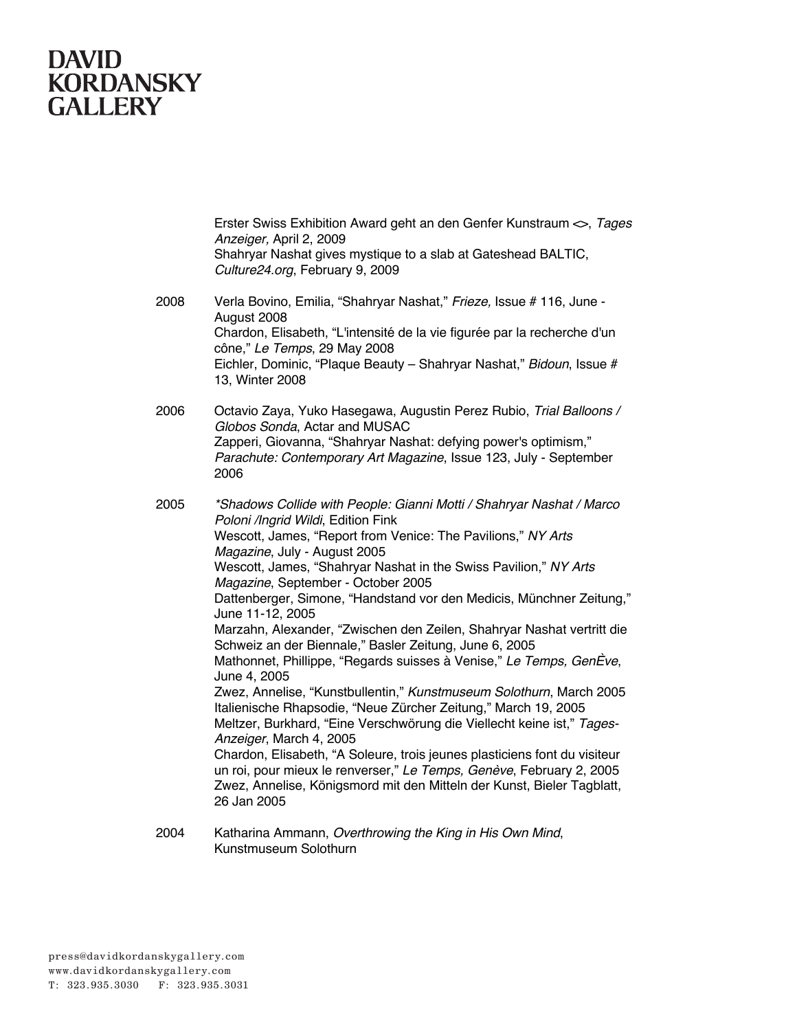Erster Swiss Exhibition Award geht an den Genfer Kunstraum <>, *Tages Anzeiger,* April 2, 2009
Shahryar Nashat gives mystique to a slab at Gateshead BALTIC, *Culture24.org*, February 9, 2009

2008 Verla Bovino, Emilia, "Shahryar Nashat," *Frieze,* Issue # 116, June - August 2008
Chardon, Elisabeth, "L'intensité de la vie figurée par la recherche d'un cône," *Le Temps*, 29 May 2008
Eichler, Dominic, "Plaque Beauty – Shahryar Nashat," *Bidoun*, Issue # 13, Winter 2008

2006 Octavio Zaya, Yuko Hasegawa, Augustin Perez Rubio, *Trial Balloons / Globos Sonda*, Actar and MUSAC
Zapperi, Giovanna, "Shahryar Nashat: defying power's optimism," *Parachute: Contemporary Art Magazine*, Issue 123, July - September 2006

2005 *\*Shadows Collide with People: Gianni Motti / Shahryar Nashat / Marco Poloni /Ingrid Wildi*, Edition Fink
Wescott, James, "Report from Venice: The Pavilions," *NY Arts Magazine*, July - August 2005
Wescott, James, "Shahryar Nashat in the Swiss Pavilion," *NY Arts Magazine*, September - October 2005
Dattenberger, Simone, "Handstand vor den Medicis, Münchner Zeitung," June 11-12, 2005
Marzahn, Alexander, "Zwischen den Zeilen, Shahryar Nashat vertritt die Schweiz an der Biennale," Basler Zeitung, June 6, 2005
Mathonnet, Phillippe, "Regards suisses à Venise," *Le Temps, GenÈve*, June 4, 2005
Zwez, Annelise, "Kunstbullentin," *Kunstmuseum Solothurn*, March 2005
Italienische Rhapsodie, "Neue Zürcher Zeitung," March 19, 2005
Meltzer, Burkhard, "Eine Verschwörung die Viellecht keine ist," *Tages-Anzeiger*, March 4, 2005
Chardon, Elisabeth, "A Soleure, trois jeunes plasticiens font du visiteur un roi, pour mieux le renverser," *Le Temps, Genève*, February 2, 2005
Zwez, Annelise, Königsmord mit den Mitteln der Kunst, Bieler Tagblatt, 26 Jan 2005

2004 Katharina Ammann, *Overthrowing the King in His Own Mind*, Kunstmuseum Solothurn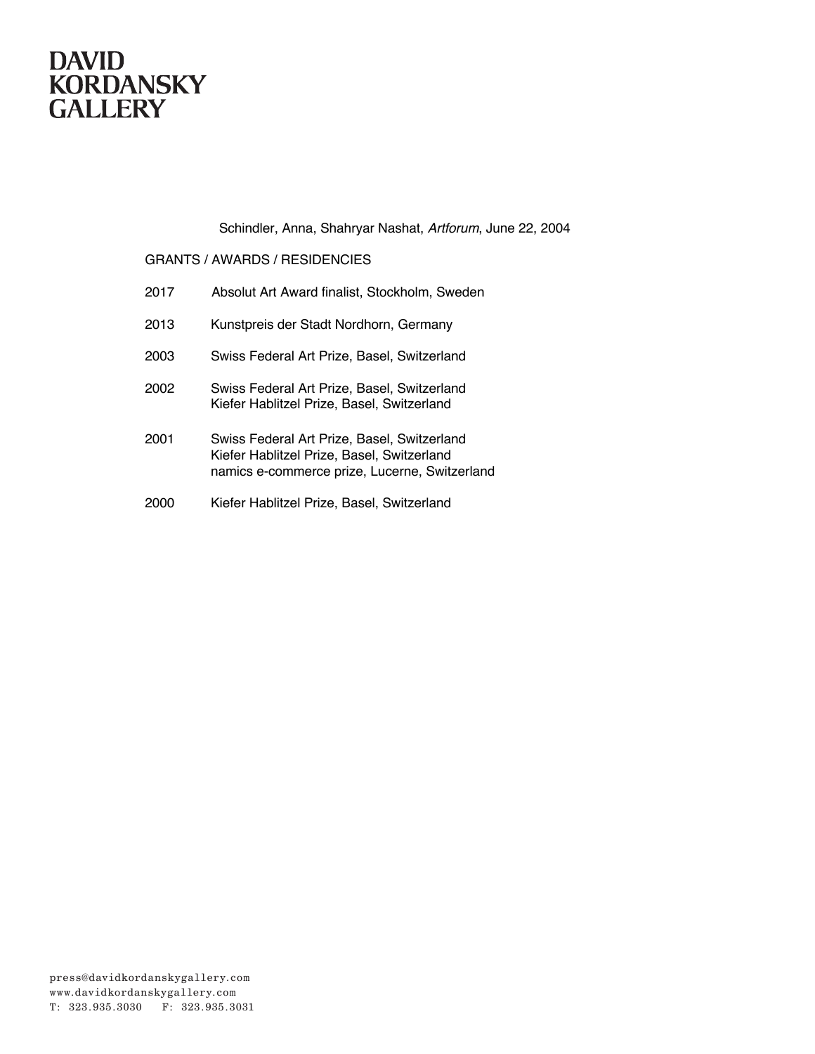Schindler, Anna, Shahryar Nashat, *Artforum*, June 22, 2004

## GRANTS / AWARDS / RESIDENCIES

2017 Absolut Art Award finalist, Stockholm, Sweden

2013 Kunstpreis der Stadt Nordhorn, Germany

2003 Swiss Federal Art Prize, Basel, Switzerland

2002 Swiss Federal Art Prize, Basel, Switzerland
Kiefer Hablitzel Prize, Basel, Switzerland

2001 Swiss Federal Art Prize, Basel, Switzerland
Kiefer Hablitzel Prize, Basel, Switzerland
namics e-commerce prize, Lucerne, Switzerland

2000 Kiefer Hablitzel Prize, Basel, Switzerland